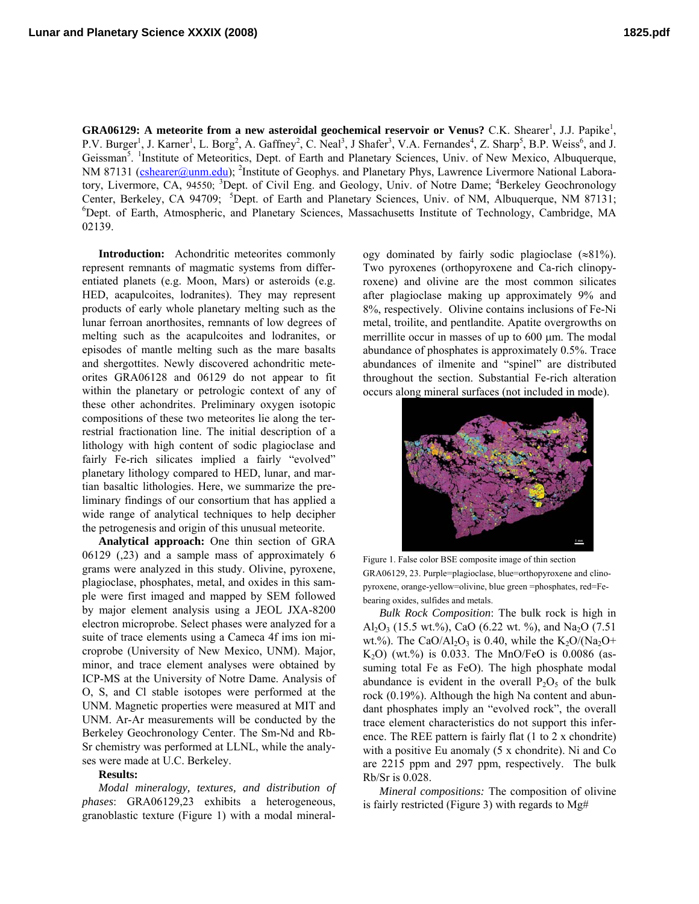**GRA06129: A meteorite from a new asteroidal geochemical reservoir or Venus?** C.K. Shearer[1], J.J. Papike[1], P.V. Burger[1], J. Karner[1], L. Borg[2], A. Gaffney[2], C. Neal[3], J Shafer[3], V.A. Fernandes[4], Z. Sharp[5], B.P. Weiss[6], and J. Geissman[5]. [1]Institute of Meteoritics, Dept. of Earth and Planetary Sciences, Univ. of New Mexico, Albuquerque, NM 87131 (cshearer@unm.edu); [2]Institute of Geophys. and Planetary Phys, Lawrence Livermore National Laboratory, Livermore, CA, 94550; [3]Dept. of Civil Eng. and Geology, Univ. of Notre Dame; [4]Berkeley Geochronology Center, Berkeley, CA 94709; [5]Dept. of Earth and Planetary Sciences, Univ. of NM, Albuquerque, NM 87131; [6]Dept. of Earth, Atmospheric, and Planetary Sciences, Massachusetts Institute of Technology, Cambridge, MA 02139.

**Introduction:** Achondritic meteorites commonly represent remnants of magmatic systems from differentiated planets (e.g. Moon, Mars) or asteroids (e.g. HED, acapulcoites, lodranites). They may represent products of early whole planetary melting such as the lunar ferroan anorthosites, remnants of low degrees of melting such as the acapulcoites and lodranites, or episodes of mantle melting such as the mare basalts and shergottites. Newly discovered achondritic meteorites GRA06128 and 06129 do not appear to fit within the planetary or petrologic context of any of these other achondrites. Preliminary oxygen isotopic compositions of these two meteorites lie along the terrestrial fractionation line. The initial description of a lithology with high content of sodic plagioclase and fairly Fe-rich silicates implied a fairly "evolved" planetary lithology compared to HED, lunar, and martian basaltic lithologies. Here, we summarize the preliminary findings of our consortium that has applied a wide range of analytical techniques to help decipher the petrogenesis and origin of this unusual meteorite.

**Analytical approach:** One thin section of GRA 06129 (,23) and a sample mass of approximately 6 grams were analyzed in this study. Olivine, pyroxene, plagioclase, phosphates, metal, and oxides in this sample were first imaged and mapped by SEM followed by major element analysis using a JEOL JXA-8200 electron microprobe. Select phases were analyzed for a suite of trace elements using a Cameca 4f ims ion microprobe (University of New Mexico, UNM). Major, minor, and trace element analyses were obtained by ICP-MS at the University of Notre Dame. Analysis of O, S, and Cl stable isotopes were performed at the UNM. Magnetic properties were measured at MIT and UNM. Ar-Ar measurements will be conducted by the Berkeley Geochronology Center. The Sm-Nd and Rb-Sr chemistry was performed at LLNL, while the analyses were made at U.C. Berkeley.

**Results:**

*Modal mineralogy, textures, and distribution of phases*: GRA06129,23 exhibits a heterogeneous, granoblastic texture (Figure 1) with a modal mineralogy dominated by fairly sodic plagioclase (≈81%). Two pyroxenes (orthopyroxene and Ca-rich clinopyroxene) and olivine are the most common silicates after plagioclase making up approximately 9% and 8%, respectively. Olivine contains inclusions of Fe-Ni metal, troilite, and pentlandite. Apatite overgrowths on merrillite occur in masses of up to 600 μm. The modal abundance of phosphates is approximately 0.5%. Trace abundances of ilmenite and "spinel" are distributed throughout the section. Substantial Fe-rich alteration occurs along mineral surfaces (not included in mode).

Figure 1. False color BSE composite image of thin section GRA06129, 23. Purple=plagioclase, blue=orthopyroxene and clinopyroxene, orange-yellow=olivine, blue green =phosphates, red=Fe-bearing oxides, sulfides and metals.

*Bulk Rock Composition*: The bulk rock is high in $Al_2O_3$ (15.5 wt.%), CaO (6.22 wt. %), and $Na_2O$ (7.51 wt.%). The $CaO/Al_2O_3$ is 0.40, while the $K_2O/(Na_2O+K_2O)$ (wt.%) is 0.033. The MnO/FeO is 0.0086 (assuming total Fe as FeO). The high phosphate modal abundance is evident in the overall $P_2O_5$ of the bulk rock (0.19%). Although the high Na content and abundant phosphates imply an "evolved rock", the overall trace element characteristics do not support this inference. The REE pattern is fairly flat (1 to 2 x chondrite) with a positive Eu anomaly (5 x chondrite). Ni and Co are 2215 ppm and 297 ppm, respectively. The bulk Rb/Sr is 0.028.

*Mineral compositions:* The composition of olivine is fairly restricted (Figure 3) with regards to Mg#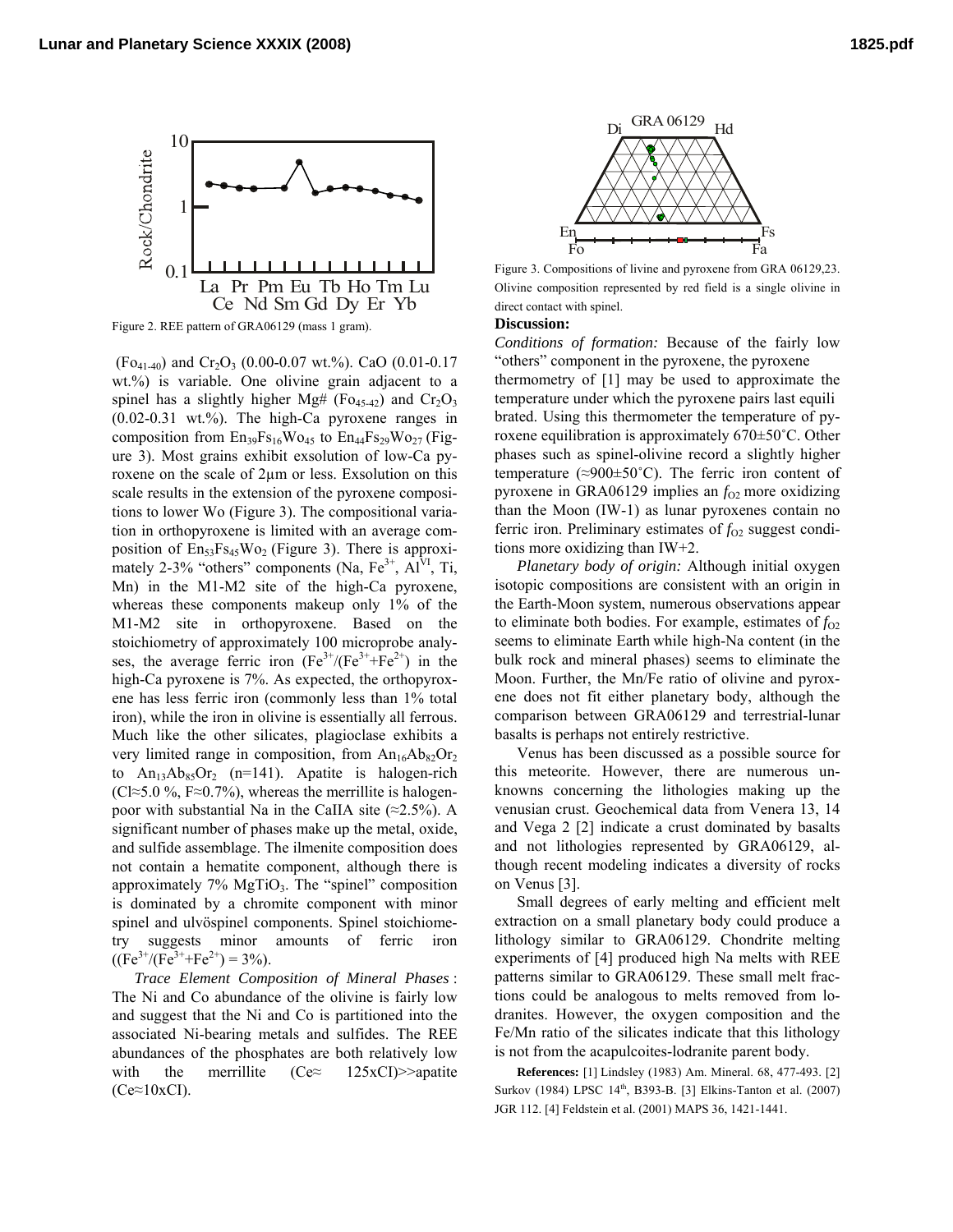10

1

0.1

Rock/Chondrite

La Pr Pm Eu Tb Ho Tm Lu

Ce Nd Sm Gd Dy Er Yb

Figure 2. REE pattern of GRA06129 (mass 1 gram).

($Fo_{41-40}$) and $Cr_2O_3$ (0.00-0.07 wt.%). CaO (0.01-0.17 wt.%) is variable. One olivine grain adjacent to a spinel has a slightly higher Mg# ($Fo_{45-42}$) and $Cr_2O_3$ (0.02-0.31 wt.%). The high-Ca pyroxene ranges in composition from $En_{39}Fs_{16}Wo_{45}$ to $En_{44}Fs_{29}Wo_{27}$ (Figure 3). Most grains exhibit exsolution of low-Ca pyroxene on the scale of 2μm or less. Exsolution on this scale results in the extension of the pyroxene compositions to lower Wo (Figure 3). The compositional variation in orthopyroxene is limited with an average composition of $En_{53}Fs_{45}Wo_2$ (Figure 3). There is approximately 2-3% "others" components (Na, $Fe^{3+}$, $Al^{VI}$, Ti, Mn) in the M1-M2 site of the high-Ca pyroxene, whereas these components makeup only 1% of the M1-M2 site in orthopyroxene. Based on the stoichiometry of approximately 100 microprobe analyses, the average ferric iron ($Fe^{3+}/(Fe^{3+}+Fe^{2+})$ in the high-Ca pyroxene is 7%. As expected, the orthopyroxene has less ferric iron (commonly less than 1% total iron), while the iron in olivine is essentially all ferrous. Much like the other silicates, plagioclase exhibits a very limited range in composition, from $An_{16}Ab_{82}Or_2$ to $An_{13}Ab_{85}Or_2$ (n=141). Apatite is halogen-rich (Cl≈5.0 %, F≈0.7%), whereas the merrillite is halogen-poor with substantial Na in the CaIIA site (≈2.5%). A significant number of phases make up the metal, oxide, and sulfide assemblage. The ilmenite composition does not contain a hematite component, although there is approximately 7% $MgTiO_3$. The "spinel" composition is dominated by a chromite component with minor spinel and ulvöspinel components. Spinel stoichiometry suggests minor amounts of ferric iron ($(Fe^{3+}/(Fe^{3+}+Fe^{2+}) = 3\%$).

*Trace Element Composition of Mineral Phases*: The Ni and Co abundance of the olivine is fairly low and suggest that the Ni and Co is partitioned into the associated Ni-bearing metals and sulfides. The REE abundances of the phosphates are both relatively low with the merrillite (Ce≈ 125xCI)>>apatite (Ce≈10xCI).

GRA 06129

Di Hd

En Fs

Fo Fa

Figure 3. Compositions of livine and pyroxene from GRA 06129,23. Olivine composition represented by red field is a single olivine in direct contact with spinel.

**Discussion:**

*Conditions of formation:* Because of the fairly low "others" component in the pyroxene, the pyroxene thermometry of [1] may be used to approximate the temperature under which the pyroxene pairs last equilibrated. Using this thermometer the temperature of pyroxene equilibration is approximately 670±50˚C. Other phases such as spinel-olivine record a slightly higher temperature (≈900±50˚C). The ferric iron content of pyroxene in GRA06129 implies an $f_{O2}$ more oxidizing than the Moon (IW-1) as lunar pyroxenes contain no ferric iron. Preliminary estimates of $f_{O2}$ suggest conditions more oxidizing than IW+2.

*Planetary body of origin:* Although initial oxygen isotopic compositions are consistent with an origin in the Earth-Moon system, numerous observations appear to eliminate both bodies. For example, estimates of $f_{O2}$ seems to eliminate Earth while high-Na content (in the bulk rock and mineral phases) seems to eliminate the Moon. Further, the Mn/Fe ratio of olivine and pyroxene does not fit either planetary body, although the comparison between GRA06129 and terrestrial-lunar basalts is perhaps not entirely restrictive.

Venus has been discussed as a possible source for this meteorite. However, there are numerous unknowns concerning the lithologies making up the venusian crust. Geochemical data from Venera 13, 14 and Vega 2 [2] indicate a crust dominated by basalts and not lithologies represented by GRA06129, although recent modeling indicates a diversity of rocks on Venus [3].

Small degrees of early melting and efficient melt extraction on a small planetary body could produce a lithology similar to GRA06129. Chondrite melting experiments of [4] produced high Na melts with REE patterns similar to GRA06129. These small melt fractions could be analogous to melts removed from lodranites. However, the oxygen composition and the Fe/Mn ratio of the silicates indicate that this lithology is not from the acapulcoites-lodranite parent body.

**References:** [1] Lindsley (1983) Am. Mineral. 68, 477-493. [2] Surkov (1984) LPSC 14th, B393-B. [3] Elkins-Tanton et al. (2007) JGR 112. [4] Feldstein et al. (2001) MAPS 36, 1421-1441.